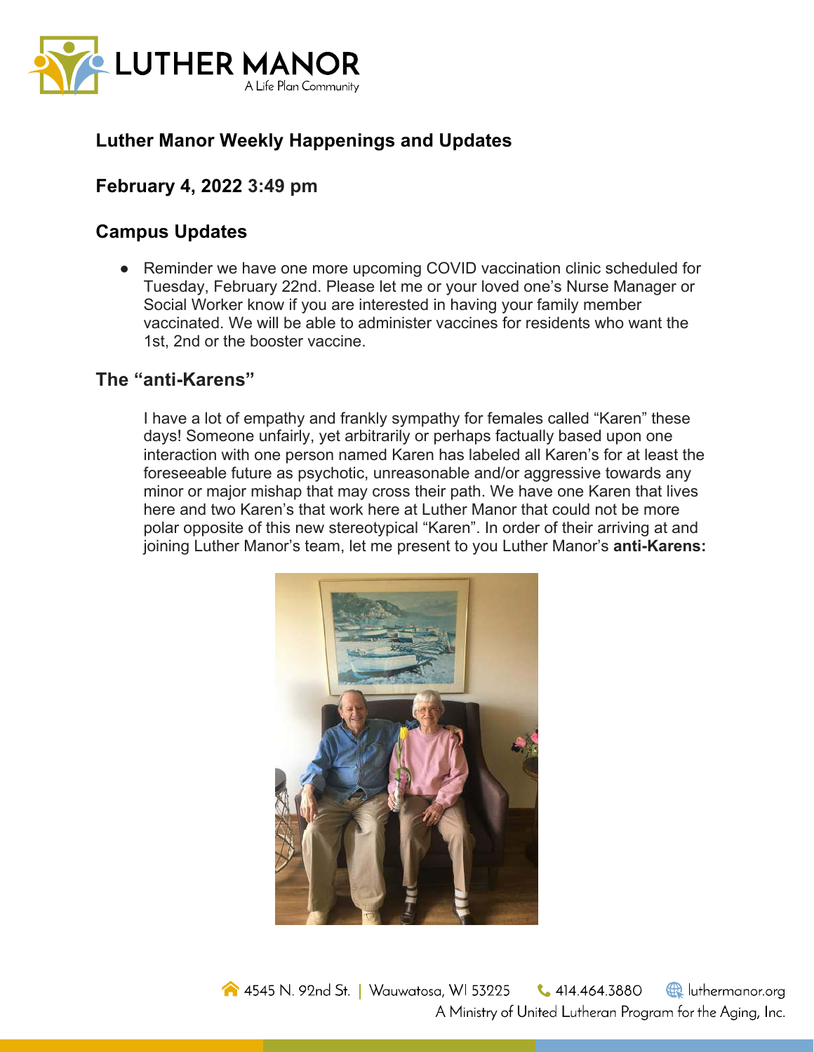# Luther Manor Weekly Happenings and Updates

## February 4, 2022 3:49 pm

## Campus Updates

- Reminder we have one more upcoming COVID vaccination clinic scheduled for Tuesday, February 22nd. Please let me or your loved one's Nurse Manager or Social Worker know if you are interested in having your family member vaccinated. We will be able to administer vaccines for residents who want the 1st, 2nd or the booster vaccine.

## The "anti-Karens"

I have a lot of empathy and frankly sympathy for females called "Karen" these days! Someone unfairly, yet arbitrarily or perhaps factually based upon one interaction with one person named Karen has labeled all Karen's for at least the foreseeable future as psychotic, unreasonable and/or aggressive towards any minor or major mishap that may cross their path. We have one Karen that lives here and two Karen's that work here at Luther Manor that could not be more polar opposite of this new stereotypical "Karen". In order of their arriving at and joining Luther Manor's team, let me present to you Luther Manor's **anti-Karens:**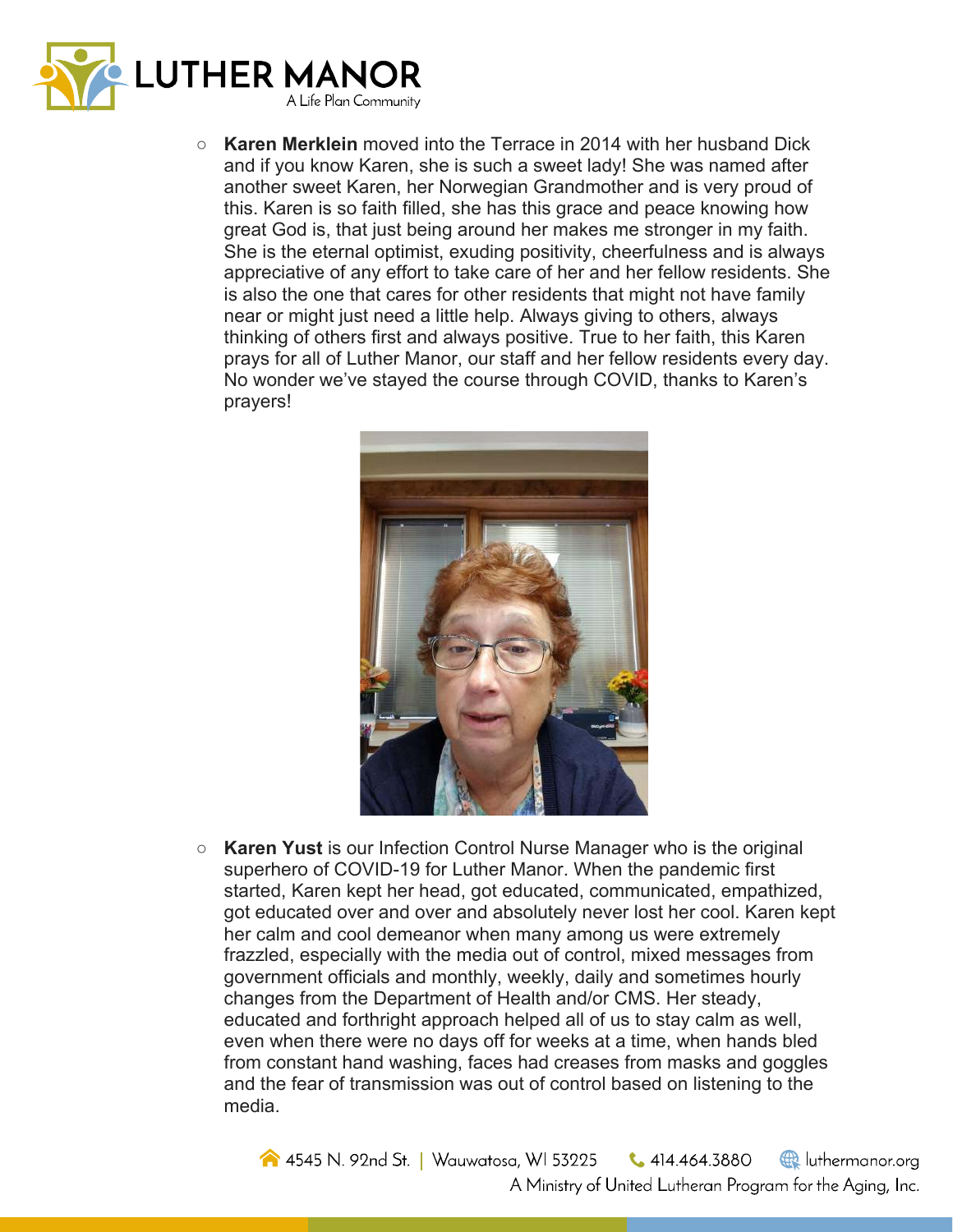- **Karen Merklein** moved into the Terrace in 2014 with her husband Dick and if you know Karen, she is such a sweet lady! She was named after another sweet Karen, her Norwegian Grandmother and is very proud of this. Karen is so faith filled, she has this grace and peace knowing how great God is, that just being around her makes me stronger in my faith. She is the eternal optimist, exuding positivity, cheerfulness and is always appreciative of any effort to take care of her and her fellow residents. She is also the one that cares for other residents that might not have family near or might just need a little help. Always giving to others, always thinking of others first and always positive. True to her faith, this Karen prays for all of Luther Manor, our staff and her fellow residents every day. No wonder we've stayed the course through COVID, thanks to Karen's prayers!

- **Karen Yust** is our Infection Control Nurse Manager who is the original superhero of COVID-19 for Luther Manor. When the pandemic first started, Karen kept her head, got educated, communicated, empathized, got educated over and over and absolutely never lost her cool. Karen kept her calm and cool demeanor when many among us were extremely frazzled, especially with the media out of control, mixed messages from government officials and monthly, weekly, daily and sometimes hourly changes from the Department of Health and/or CMS. Her steady, educated and forthright approach helped all of us to stay calm as well, even when there were no days off for weeks at a time, when hands bled from constant hand washing, faces had creases from masks and goggles and the fear of transmission was out of control based on listening to the media.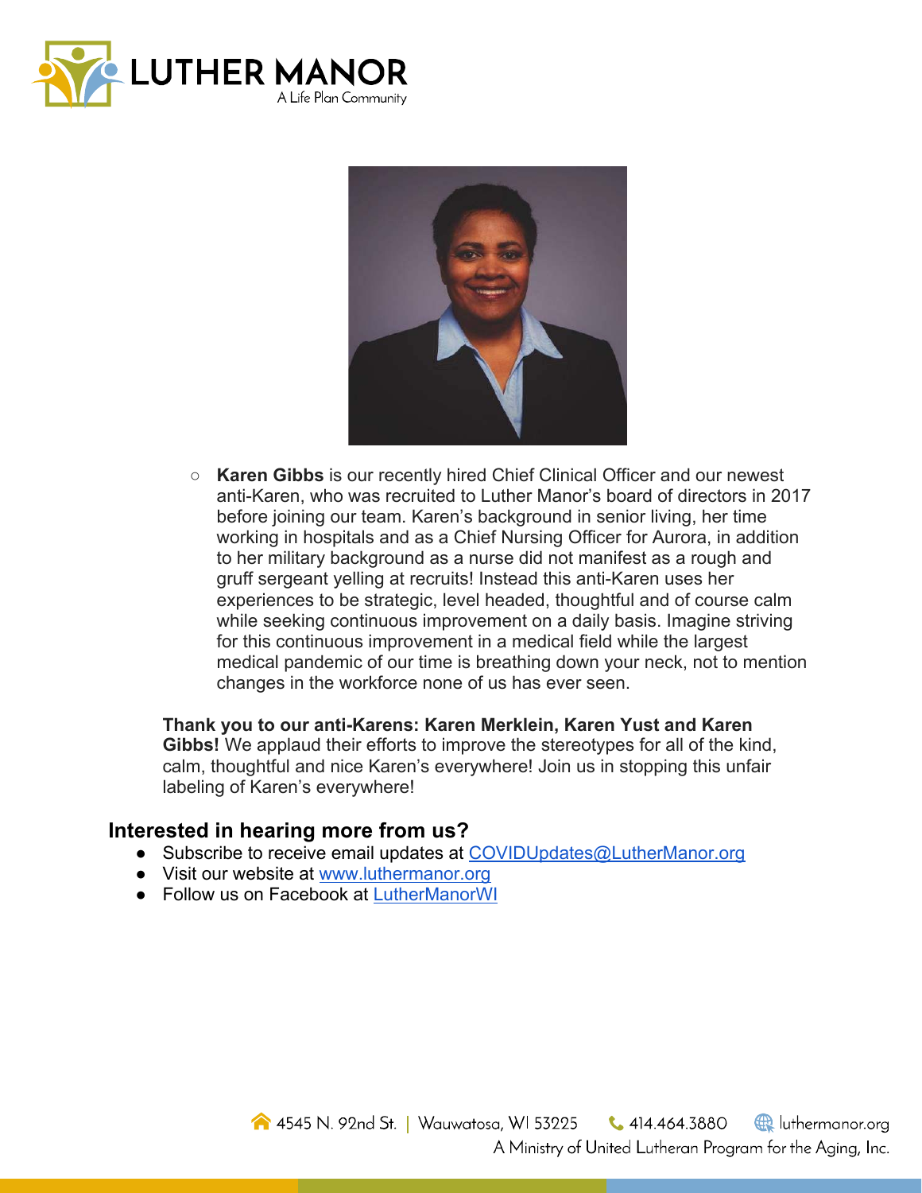- **Karen Gibbs** is our recently hired Chief Clinical Officer and our newest anti-Karen, who was recruited to Luther Manor's board of directors in 2017 before joining our team. Karen's background in senior living, her time working in hospitals and as a Chief Nursing Officer for Aurora, in addition to her military background as a nurse did not manifest as a rough and gruff sergeant yelling at recruits! Instead this anti-Karen uses her experiences to be strategic, level headed, thoughtful and of course calm while seeking continuous improvement on a daily basis. Imagine striving for this continuous improvement in a medical field while the largest medical pandemic of our time is breathing down your neck, not to mention changes in the workforce none of us has ever seen.

**Thank you to our anti-Karens: Karen Merklein, Karen Yust and Karen Gibbs!** We applaud their efforts to improve the stereotypes for all of the kind, calm, thoughtful and nice Karen's everywhere! Join us in stopping this unfair labeling of Karen's everywhere!

## Interested in hearing more from us?

- Subscribe to receive email updates at COVIDUpdates@LutherManor.org
- Visit our website at www.luthermanor.org
- Follow us on Facebook at LutherManorWI